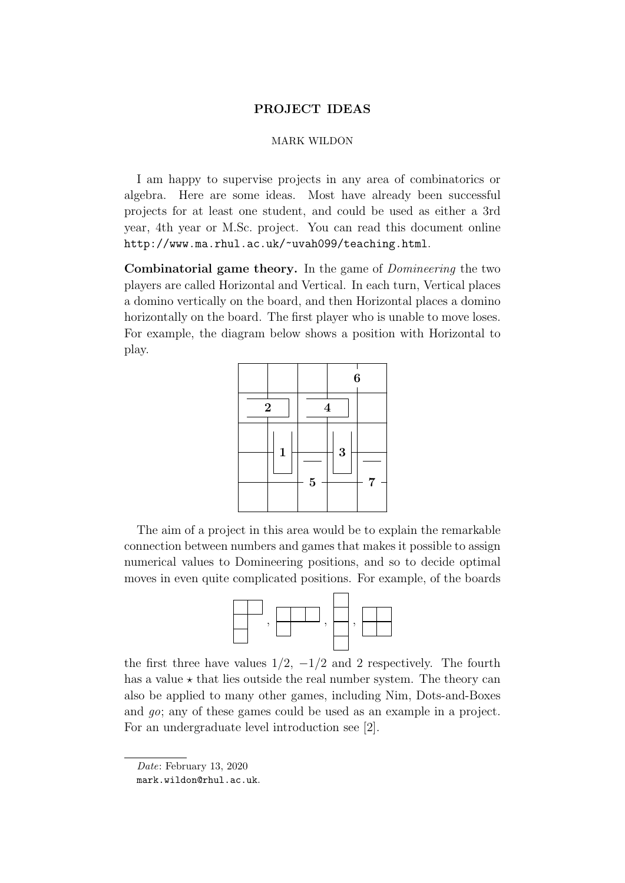# PROJECT IDEAS

MARK WILDON

I am happy to supervise projects in any area of combinatorics or algebra. Here are some ideas. Most have already been successful projects for at least one student, and could be used as either a 3rd year, 4th year or M.Sc. project. You can read this document online `http://www.ma.rhul.ac.uk/~uvah099/teaching.html`.

**Combinatorial game theory.** In the game of *Domineering* the two players are called Horizontal and Vertical. In each turn, Vertical places a domino vertically on the board, and then Horizontal places a domino horizontally on the board. The first player who is unable to move loses. For example, the diagram below shows a position with Horizontal to play.

The aim of a project in this area would be to explain the remarkable connection between numbers and games that makes it possible to assign numerical values to Domineering positions, and so to decide optimal moves in even quite complicated positions. For example, of the boards

the first three have values $1/2$, $-1/2$ and 2 respectively. The fourth has a value $\star$ that lies outside the real number system. The theory can also be applied to many other games, including Nim, Dots-and-Boxes and *go*; any of these games could be used as an example in a project. For an undergraduate level introduction see [2].

*Date*: February 13, 2020

`mark.wildon@rhul.ac.uk`.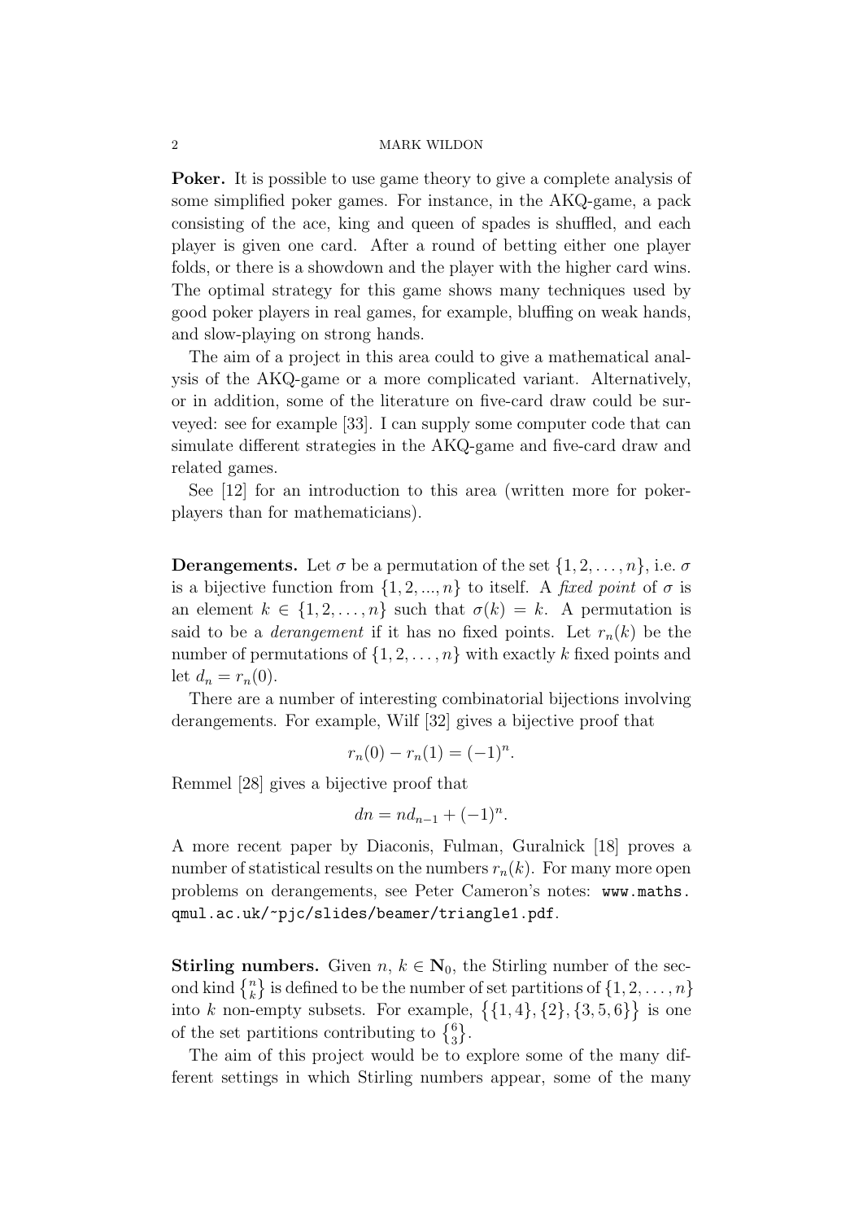**Poker.** It is possible to use game theory to give a complete analysis of some simplified poker games. For instance, in the AKQ-game, a pack consisting of the ace, king and queen of spades is shuffled, and each player is given one card. After a round of betting either one player folds, or there is a showdown and the player with the higher card wins. The optimal strategy for this game shows many techniques used by good poker players in real games, for example, bluffing on weak hands, and slow-playing on strong hands.

The aim of a project in this area could to give a mathematical analysis of the AKQ-game or a more complicated variant. Alternatively, or in addition, some of the literature on five-card draw could be surveyed: see for example [33]. I can supply some computer code that can simulate different strategies in the AKQ-game and five-card draw and related games.

See [12] for an introduction to this area (written more for poker-players than for mathematicians).

**Derangements.** Let $\sigma$ be a permutation of the set $\{1, 2, \ldots, n\}$, i.e. $\sigma$ is a bijective function from $\{1, 2, ..., n\}$ to itself. A *fixed point* of $\sigma$ is an element $k \in \{1, 2, \ldots, n\}$ such that $\sigma(k) = k$. A permutation is said to be a *derangement* if it has no fixed points. Let $r_n(k)$ be the number of permutations of $\{1, 2, \ldots, n\}$ with exactly $k$ fixed points and let $d_n = r_n(0)$.

There are a number of interesting combinatorial bijections involving derangements. For example, Wilf [32] gives a bijective proof that

$$r_n(0) - r_n(1) = (-1)^n.$$

Remmel [28] gives a bijective proof that

$$dn = nd_{n-1} + (-1)^n.$$

A more recent paper by Diaconis, Fulman, Guralnick [18] proves a number of statistical results on the numbers $r_n(k)$. For many more open problems on derangements, see Peter Cameron's notes: `www.maths.qmul.ac.uk/~pjc/slides/beamer/triangle1.pdf`.

**Stirling numbers.** Given $n$, $k \in \mathbf{N}_0$, the Stirling number of the second kind $\left\{ {n \atop k} \right\}$ is defined to be the number of set partitions of $\{1, 2, \ldots, n\}$ into $k$ non-empty subsets. For example, $\big\{\{1, 4\}, \{2\}, \{3, 5, 6\}\big\}$ is one of the set partitions contributing to $\left\{ {6 \atop 3} \right\}$.

The aim of this project would be to explore some of the many different settings in which Stirling numbers appear, some of the many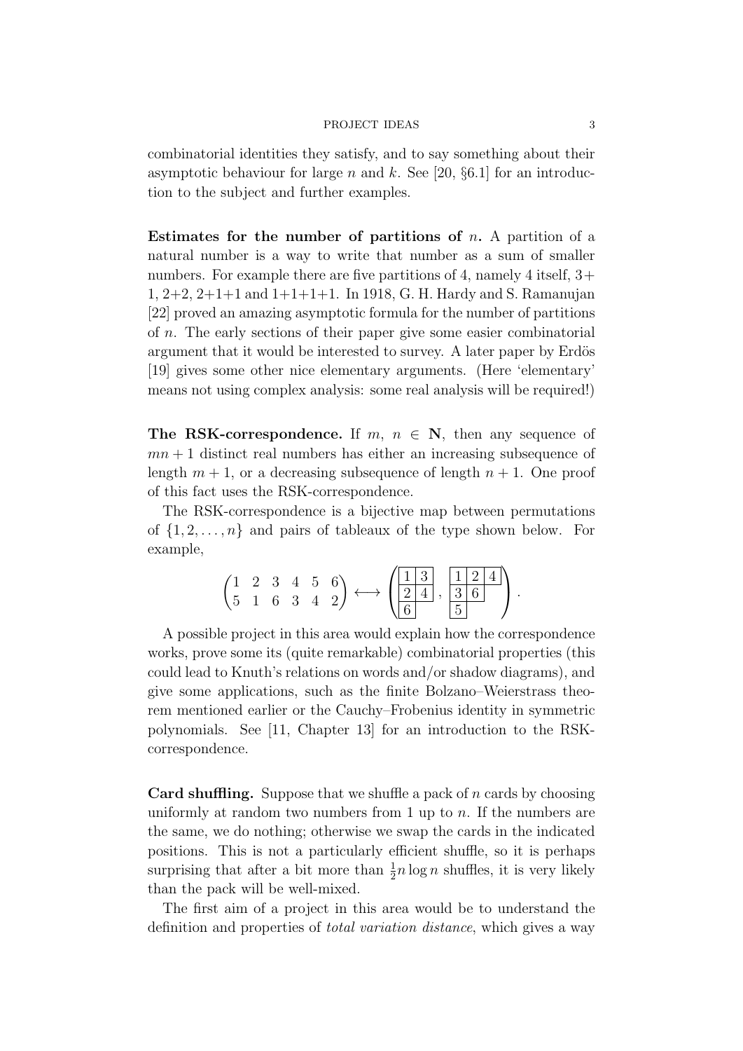combinatorial identities they satisfy, and to say something about their asymptotic behaviour for large $n$ and $k$. See [20, §6.1] for an introduction to the subject and further examples.

**Estimates for the number of partitions of $n$.** A partition of a natural number is a way to write that number as a sum of smaller numbers. For example there are five partitions of 4, namely 4 itself, 3+1, 2+2, 2+1+1 and 1+1+1+1. In 1918, G. H. Hardy and S. Ramanujan [22] proved an amazing asymptotic formula for the number of partitions of $n$. The early sections of their paper give some easier combinatorial argument that it would be interested to survey. A later paper by Erdös [19] gives some other nice elementary arguments. (Here 'elementary' means not using complex analysis: some real analysis will be required!)

**The RSK-correspondence.** If $m,\ n \in \mathbf{N}$, then any sequence of $mn+1$ distinct real numbers has either an increasing subsequence of length $m+1$, or a decreasing subsequence of length $n+1$. One proof of this fact uses the RSK-correspondence.

The RSK-correspondence is a bijective map between permutations of $\{1, 2, \ldots, n\}$ and pairs of tableaux of the type shown below. For example,

$$\begin{pmatrix} 1 & 2 & 3 & 4 & 5 & 6 \\ 5 & 1 & 6 & 3 & 4 & 2 \end{pmatrix} \longleftrightarrow \left( \begin{array}{|c|c|} \hline 1 & 3 \\ \hline 2 & 4 \\ \hline 6 \\ \cline{1-1} \end{array}\ ,\ \begin{array}{|c|c|c|} \hline 1 & 2 & 4 \\ \hline 3 & 6 \\ \cline{1-2} 5 \\ \cline{1-1} \end{array} \right).$$

A possible project in this area would explain how the correspondence works, prove some its (quite remarkable) combinatorial properties (this could lead to Knuth's relations on words and/or shadow diagrams), and give some applications, such as the finite Bolzano–Weierstrass theorem mentioned earlier or the Cauchy–Frobenius identity in symmetric polynomials. See [11, Chapter 13] for an introduction to the RSK-correspondence.

**Card shuffling.** Suppose that we shuffle a pack of $n$ cards by choosing uniformly at random two numbers from 1 up to $n$. If the numbers are the same, we do nothing; otherwise we swap the cards in the indicated positions. This is not a particularly efficient shuffle, so it is perhaps surprising that after a bit more than $\frac{1}{2}n \log n$ shuffles, it is very likely than the pack will be well-mixed.

The first aim of a project in this area would be to understand the definition and properties of *total variation distance*, which gives a way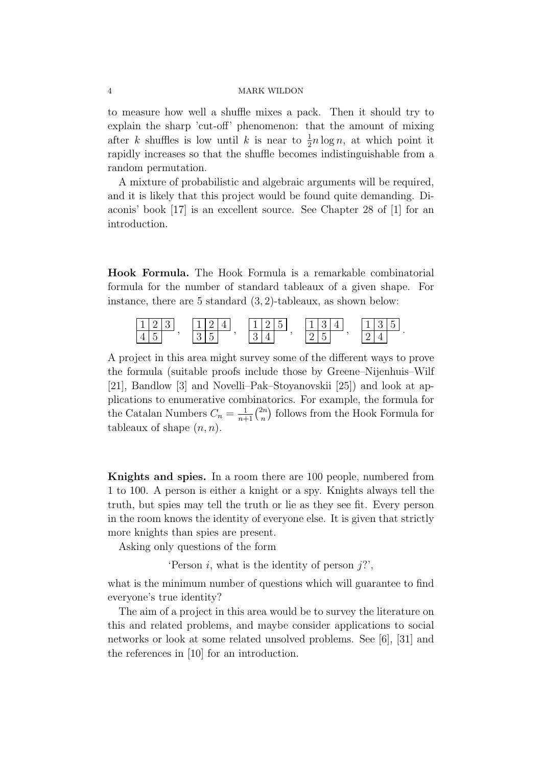to measure how well a shuffle mixes a pack. Then it should try to explain the sharp 'cut-off' phenomenon: that the amount of mixing after $k$ shuffles is low until $k$ is near to $\frac{1}{2}n \log n$, at which point it rapidly increases so that the shuffle becomes indistinguishable from a random permutation.

A mixture of probabilistic and algebraic arguments will be required, and it is likely that this project would be found quite demanding. Diaconis' book [17] is an excellent source. See Chapter 28 of [1] for an introduction.

**Hook Formula.** The Hook Formula is a remarkable combinatorial formula for the number of standard tableaux of a given shape. For instance, there are 5 standard $(3, 2)$-tableaux, as shown below:

$$\begin{array}{|c|c|c|}\hline 1&2&3\\\hline 4&5\\\cline{1-2}\end{array}\,,\quad \begin{array}{|c|c|c|}\hline 1&2&4\\\hline 3&5\\\cline{1-2}\end{array}\,,\quad \begin{array}{|c|c|c|}\hline 1&2&5\\\hline 3&4\\\cline{1-2}\end{array}\,,\quad \begin{array}{|c|c|c|}\hline 1&3&4\\\hline 2&5\\\cline{1-2}\end{array}\,,\quad \begin{array}{|c|c|c|}\hline 1&3&5\\\hline 2&4\\\cline{1-2}\end{array}\,.$$

A project in this area might survey some of the different ways to prove the formula (suitable proofs include those by Greene–Nijenhuis–Wilf [21], Bandlow [3] and Novelli–Pak–Stoyanovskii [25]) and look at applications to enumerative combinatorics. For example, the formula for the Catalan Numbers $C_n = \frac{1}{n+1}\binom{2n}{n}$ follows from the Hook Formula for tableaux of shape $(n, n)$.

**Knights and spies.** In a room there are 100 people, numbered from 1 to 100. A person is either a knight or a spy. Knights always tell the truth, but spies may tell the truth or lie as they see fit. Every person in the room knows the identity of everyone else. It is given that strictly more knights than spies are present.

Asking only questions of the form

'Person $i$, what is the identity of person $j$?',

what is the minimum number of questions which will guarantee to find everyone's true identity?

The aim of a project in this area would be to survey the literature on this and related problems, and maybe consider applications to social networks or look at some related unsolved problems. See [6], [31] and the references in [10] for an introduction.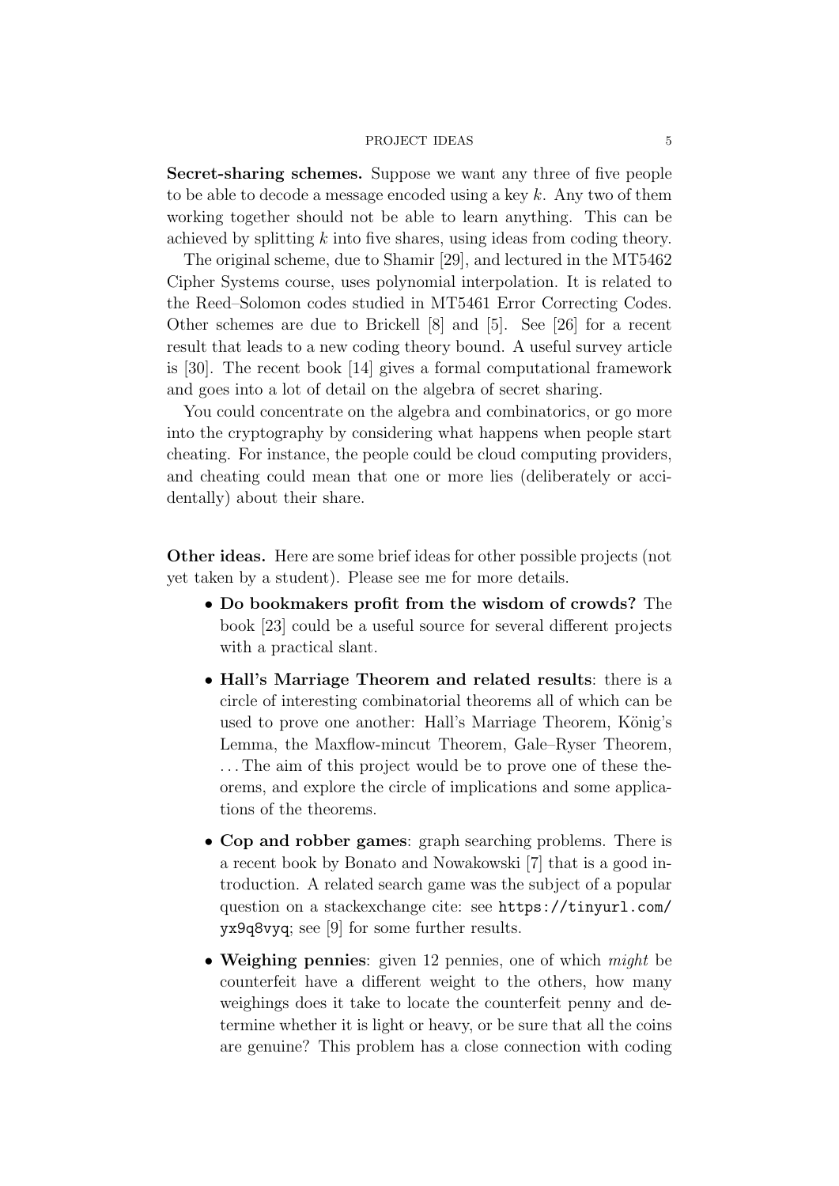**Secret-sharing schemes.** Suppose we want any three of five people to be able to decode a message encoded using a key $k$. Any two of them working together should not be able to learn anything. This can be achieved by splitting $k$ into five shares, using ideas from coding theory.

The original scheme, due to Shamir [29], and lectured in the MT5462 Cipher Systems course, uses polynomial interpolation. It is related to the Reed–Solomon codes studied in MT5461 Error Correcting Codes. Other schemes are due to Brickell [8] and [5]. See [26] for a recent result that leads to a new coding theory bound. A useful survey article is [30]. The recent book [14] gives a formal computational framework and goes into a lot of detail on the algebra of secret sharing.

You could concentrate on the algebra and combinatorics, or go more into the cryptography by considering what happens when people start cheating. For instance, the people could be cloud computing providers, and cheating could mean that one or more lies (deliberately or accidentally) about their share.

**Other ideas.** Here are some brief ideas for other possible projects (not yet taken by a student). Please see me for more details.

- **Do bookmakers profit from the wisdom of crowds?** The book [23] could be a useful source for several different projects with a practical slant.
- **Hall's Marriage Theorem and related results**: there is a circle of interesting combinatorial theorems all of which can be used to prove one another: Hall's Marriage Theorem, König's Lemma, the Maxflow-mincut Theorem, Gale–Ryser Theorem, ... The aim of this project would be to prove one of these theorems, and explore the circle of implications and some applications of the theorems.
- **Cop and robber games**: graph searching problems. There is a recent book by Bonato and Nowakowski [7] that is a good introduction. A related search game was the subject of a popular question on a stackexchange cite: see `https://tinyurl.com/yx9q8vyq`; see [9] for some further results.
- **Weighing pennies**: given 12 pennies, one of which *might* be counterfeit have a different weight to the others, how many weighings does it take to locate the counterfeit penny and determine whether it is light or heavy, or be sure that all the coins are genuine? This problem has a close connection with coding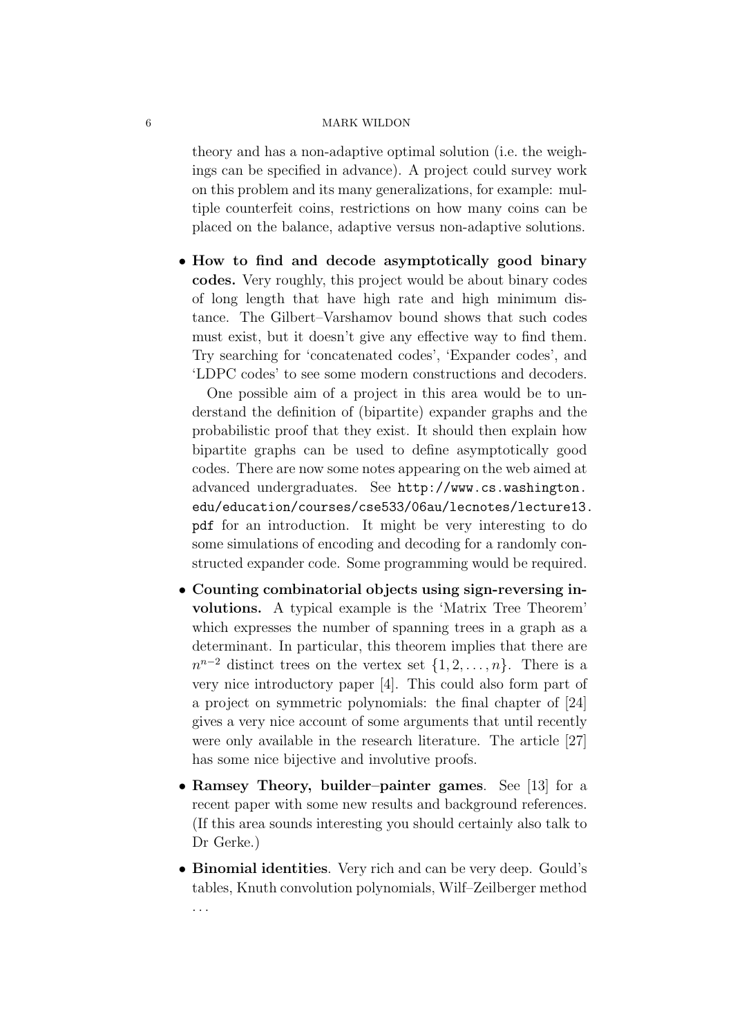theory and has a non-adaptive optimal solution (i.e. the weighings can be specified in advance). A project could survey work on this problem and its many generalizations, for example: multiple counterfeit coins, restrictions on how many coins can be placed on the balance, adaptive versus non-adaptive solutions.

- **How to find and decode asymptotically good binary codes.** Very roughly, this project would be about binary codes of long length that have high rate and high minimum distance. The Gilbert–Varshamov bound shows that such codes must exist, but it doesn't give any effective way to find them. Try searching for 'concatenated codes', 'Expander codes', and 'LDPC codes' to see some modern constructions and decoders.

  One possible aim of a project in this area would be to understand the definition of (bipartite) expander graphs and the probabilistic proof that they exist. It should then explain how bipartite graphs can be used to define asymptotically good codes. There are now some notes appearing on the web aimed at advanced undergraduates. See `http://www.cs.washington.edu/education/courses/cse533/06au/lecnotes/lecture13.pdf` for an introduction. It might be very interesting to do some simulations of encoding and decoding for a randomly constructed expander code. Some programming would be required.

- **Counting combinatorial objects using sign-reversing involutions.** A typical example is the 'Matrix Tree Theorem' which expresses the number of spanning trees in a graph as a determinant. In particular, this theorem implies that there are $n^{n-2}$ distinct trees on the vertex set $\{1, 2, \ldots, n\}$. There is a very nice introductory paper [4]. This could also form part of a project on symmetric polynomials: the final chapter of [24] gives a very nice account of some arguments that until recently were only available in the research literature. The article [27] has some nice bijective and involutive proofs.

- **Ramsey Theory, builder–painter games**. See [13] for a recent paper with some new results and background references. (If this area sounds interesting you should certainly also talk to Dr Gerke.)

- **Binomial identities**. Very rich and can be very deep. Gould's tables, Knuth convolution polynomials, Wilf–Zeilberger method ...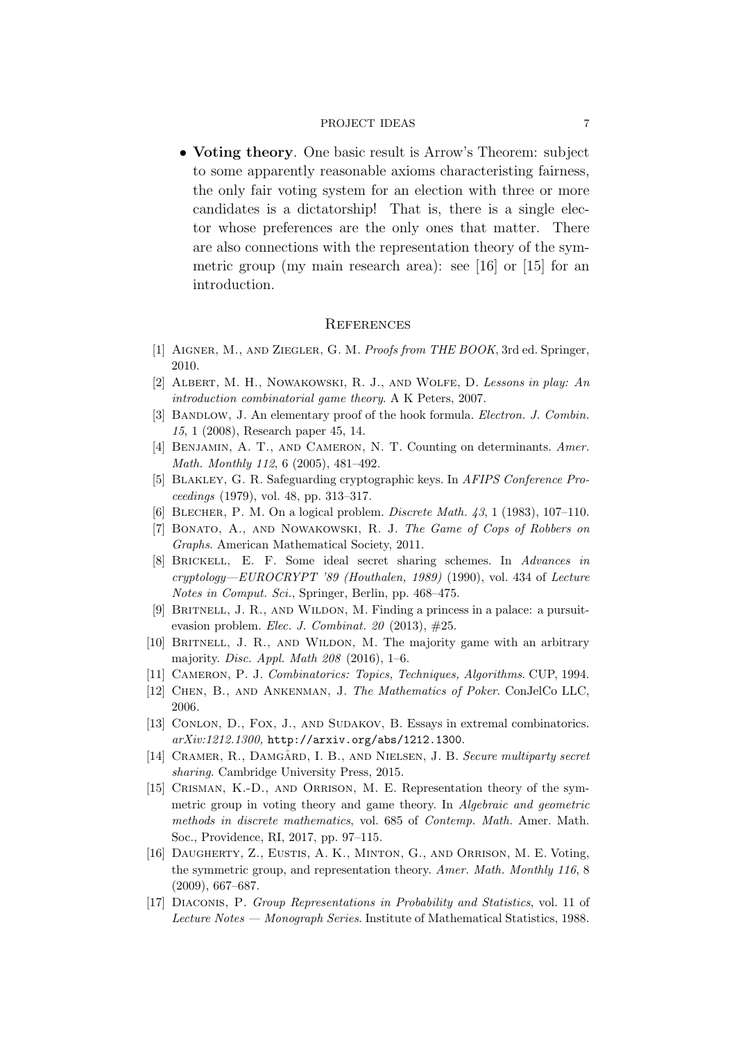- **Voting theory**. One basic result is Arrow's Theorem: subject to some apparently reasonable axioms characteristing fairness, the only fair voting system for an election with three or more candidates is a dictatorship! That is, there is a single elector whose preferences are the only ones that matter. There are also connections with the representation theory of the symmetric group (my main research area): see [16] or [15] for an introduction.

## References

[1] Aigner, M., and Ziegler, G. M. *Proofs from THE BOOK*, 3rd ed. Springer, 2010.

[2] Albert, M. H., Nowakowski, R. J., and Wolfe, D. *Lessons in play: An introduction combinatorial game theory*. A K Peters, 2007.

[3] Bandlow, J. An elementary proof of the hook formula. *Electron. J. Combin. 15*, 1 (2008), Research paper 45, 14.

[4] Benjamin, A. T., and Cameron, N. T. Counting on determinants. *Amer. Math. Monthly 112*, 6 (2005), 481–492.

[5] Blakley, G. R. Safeguarding cryptographic keys. In *AFIPS Conference Proceedings* (1979), vol. 48, pp. 313–317.

[6] Blecher, P. M. On a logical problem. *Discrete Math. 43*, 1 (1983), 107–110.

[7] Bonato, A., and Nowakowski, R. J. *The Game of Cops of Robbers on Graphs*. American Mathematical Society, 2011.

[8] Brickell, E. F. Some ideal secret sharing schemes. In *Advances in cryptology—EUROCRYPT '89 (Houthalen, 1989)* (1990), vol. 434 of *Lecture Notes in Comput. Sci.*, Springer, Berlin, pp. 468–475.

[9] Britnell, J. R., and Wildon, M. Finding a princess in a palace: a pursuit-evasion problem. *Elec. J. Combinat. 20* (2013), #25.

[10] Britnell, J. R., and Wildon, M. The majority game with an arbitrary majority. *Disc. Appl. Math 208* (2016), 1–6.

[11] Cameron, P. J. *Combinatorics: Topics, Techniques, Algorithms*. CUP, 1994.

[12] Chen, B., and Ankenman, J. *The Mathematics of Poker*. ConJelCo LLC, 2006.

[13] Conlon, D., Fox, J., and Sudakov, B. Essays in extremal combinatorics. *arXiv:1212.1300*, `http://arxiv.org/abs/1212.1300`.

[14] Cramer, R., Damgård, I. B., and Nielsen, J. B. *Secure multiparty secret sharing*. Cambridge University Press, 2015.

[15] Crisman, K.-D., and Orrison, M. E. Representation theory of the symmetric group in voting theory and game theory. In *Algebraic and geometric methods in discrete mathematics*, vol. 685 of *Contemp. Math.* Amer. Math. Soc., Providence, RI, 2017, pp. 97–115.

[16] Daugherty, Z., Eustis, A. K., Minton, G., and Orrison, M. E. Voting, the symmetric group, and representation theory. *Amer. Math. Monthly 116*, 8 (2009), 667–687.

[17] Diaconis, P. *Group Representations in Probability and Statistics*, vol. 11 of *Lecture Notes — Monograph Series*. Institute of Mathematical Statistics, 1988.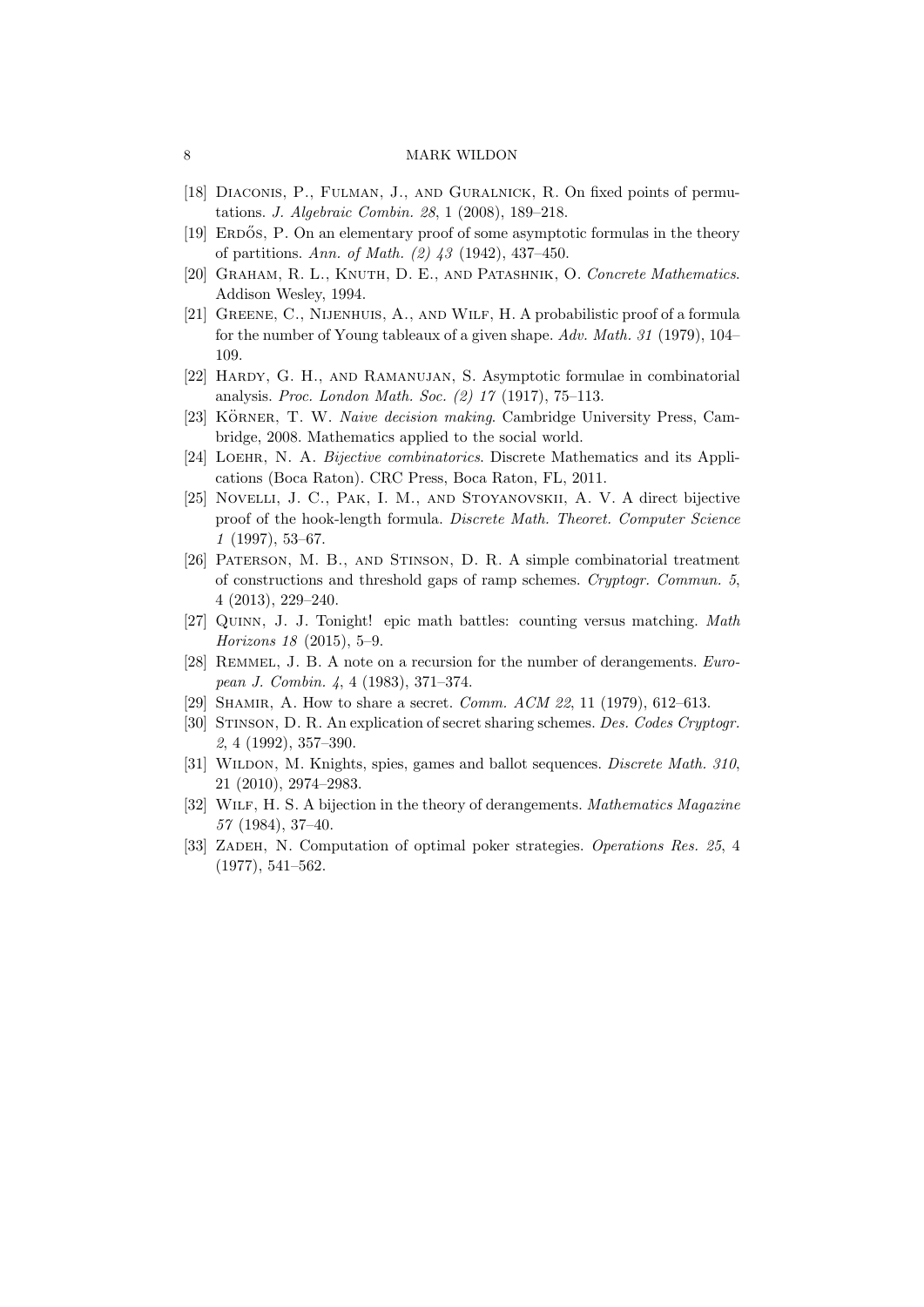[18] Diaconis, P., Fulman, J., and Guralnick, R. On fixed points of permutations. *J. Algebraic Combin. 28*, 1 (2008), 189–218.

[19] Erdős, P. On an elementary proof of some asymptotic formulas in the theory of partitions. *Ann. of Math. (2) 43* (1942), 437–450.

[20] Graham, R. L., Knuth, D. E., and Patashnik, O. *Concrete Mathematics*. Addison Wesley, 1994.

[21] Greene, C., Nijenhuis, A., and Wilf, H. A probabilistic proof of a formula for the number of Young tableaux of a given shape. *Adv. Math. 31* (1979), 104–109.

[22] Hardy, G. H., and Ramanujan, S. Asymptotic formulae in combinatorial analysis. *Proc. London Math. Soc. (2) 17* (1917), 75–113.

[23] Körner, T. W. *Naive decision making*. Cambridge University Press, Cambridge, 2008. Mathematics applied to the social world.

[24] Loehr, N. A. *Bijective combinatorics*. Discrete Mathematics and its Applications (Boca Raton). CRC Press, Boca Raton, FL, 2011.

[25] Novelli, J. C., Pak, I. M., and Stoyanovskii, A. V. A direct bijective proof of the hook-length formula. *Discrete Math. Theoret. Computer Science 1* (1997), 53–67.

[26] Paterson, M. B., and Stinson, D. R. A simple combinatorial treatment of constructions and threshold gaps of ramp schemes. *Cryptogr. Commun. 5*, 4 (2013), 229–240.

[27] Quinn, J. J. Tonight! epic math battles: counting versus matching. *Math Horizons 18* (2015), 5–9.

[28] Remmel, J. B. A note on a recursion for the number of derangements. *European J. Combin. 4*, 4 (1983), 371–374.

[29] Shamir, A. How to share a secret. *Comm. ACM 22*, 11 (1979), 612–613.

[30] Stinson, D. R. An explication of secret sharing schemes. *Des. Codes Cryptogr. 2*, 4 (1992), 357–390.

[31] Wildon, M. Knights, spies, games and ballot sequences. *Discrete Math. 310*, 21 (2010), 2974–2983.

[32] Wilf, H. S. A bijection in the theory of derangements. *Mathematics Magazine 57* (1984), 37–40.

[33] Zadeh, N. Computation of optimal poker strategies. *Operations Res. 25*, 4 (1977), 541–562.